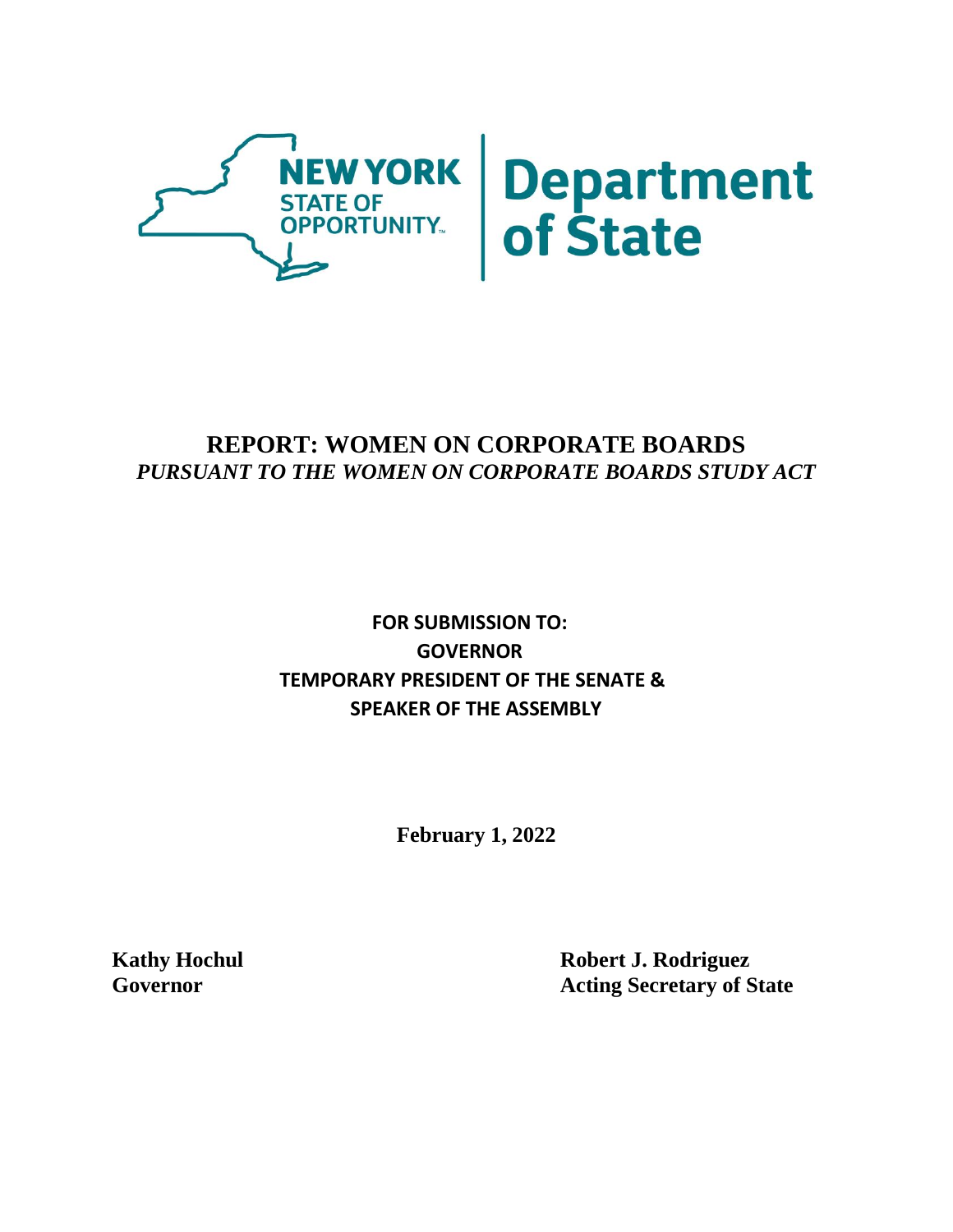NEW YORK STATE OF OPPORTUNITY. | Department of State

# REPORT: WOMEN ON CORPORATE BOARDS

*PURSUANT TO THE WOMEN ON CORPORATE BOARDS STUDY ACT*

**FOR SUBMISSION TO:**
**GOVERNOR**
**TEMPORARY PRESIDENT OF THE SENATE &**
**SPEAKER OF THE ASSEMBLY**

**February 1, 2022**

**Kathy Hochul**
**Governor**

**Robert J. Rodriguez**
**Acting Secretary of State**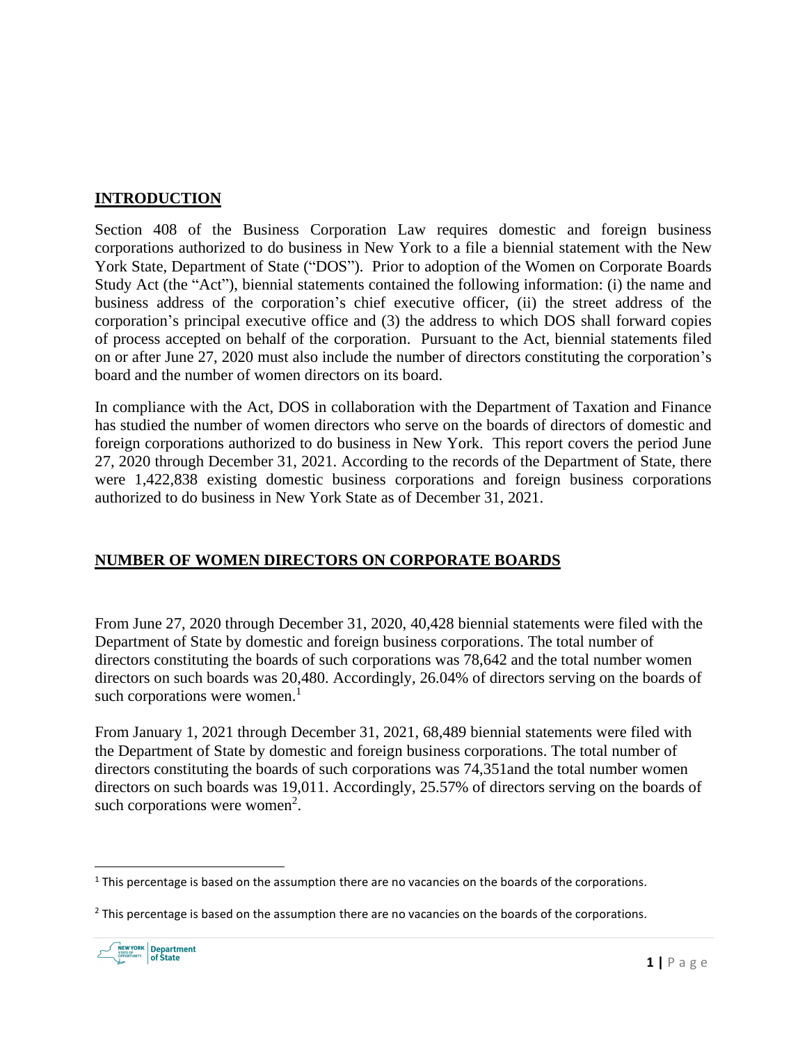## INTRODUCTION

Section 408 of the Business Corporation Law requires domestic and foreign business corporations authorized to do business in New York to a file a biennial statement with the New York State, Department of State ("DOS"). Prior to adoption of the Women on Corporate Boards Study Act (the "Act"), biennial statements contained the following information: (i) the name and business address of the corporation's chief executive officer, (ii) the street address of the corporation's principal executive office and (3) the address to which DOS shall forward copies of process accepted on behalf of the corporation. Pursuant to the Act, biennial statements filed on or after June 27, 2020 must also include the number of directors constituting the corporation's board and the number of women directors on its board.

In compliance with the Act, DOS in collaboration with the Department of Taxation and Finance has studied the number of women directors who serve on the boards of directors of domestic and foreign corporations authorized to do business in New York. This report covers the period June 27, 2020 through December 31, 2021. According to the records of the Department of State, there were 1,422,838 existing domestic business corporations and foreign business corporations authorized to do business in New York State as of December 31, 2021.

## NUMBER OF WOMEN DIRECTORS ON CORPORATE BOARDS

From June 27, 2020 through December 31, 2020, 40,428 biennial statements were filed with the Department of State by domestic and foreign business corporations. The total number of directors constituting the boards of such corporations was 78,642 and the total number women directors on such boards was 20,480. Accordingly, 26.04% of directors serving on the boards of such corporations were women.[1]

From January 1, 2021 through December 31, 2021, 68,489 biennial statements were filed with the Department of State by domestic and foreign business corporations. The total number of directors constituting the boards of such corporations was 74,351and the total number women directors on such boards was 19,011. Accordingly, 25.57% of directors serving on the boards of such corporations were women[2].

[1] This percentage is based on the assumption there are no vacancies on the boards of the corporations.

[2] This percentage is based on the assumption there are no vacancies on the boards of the corporations.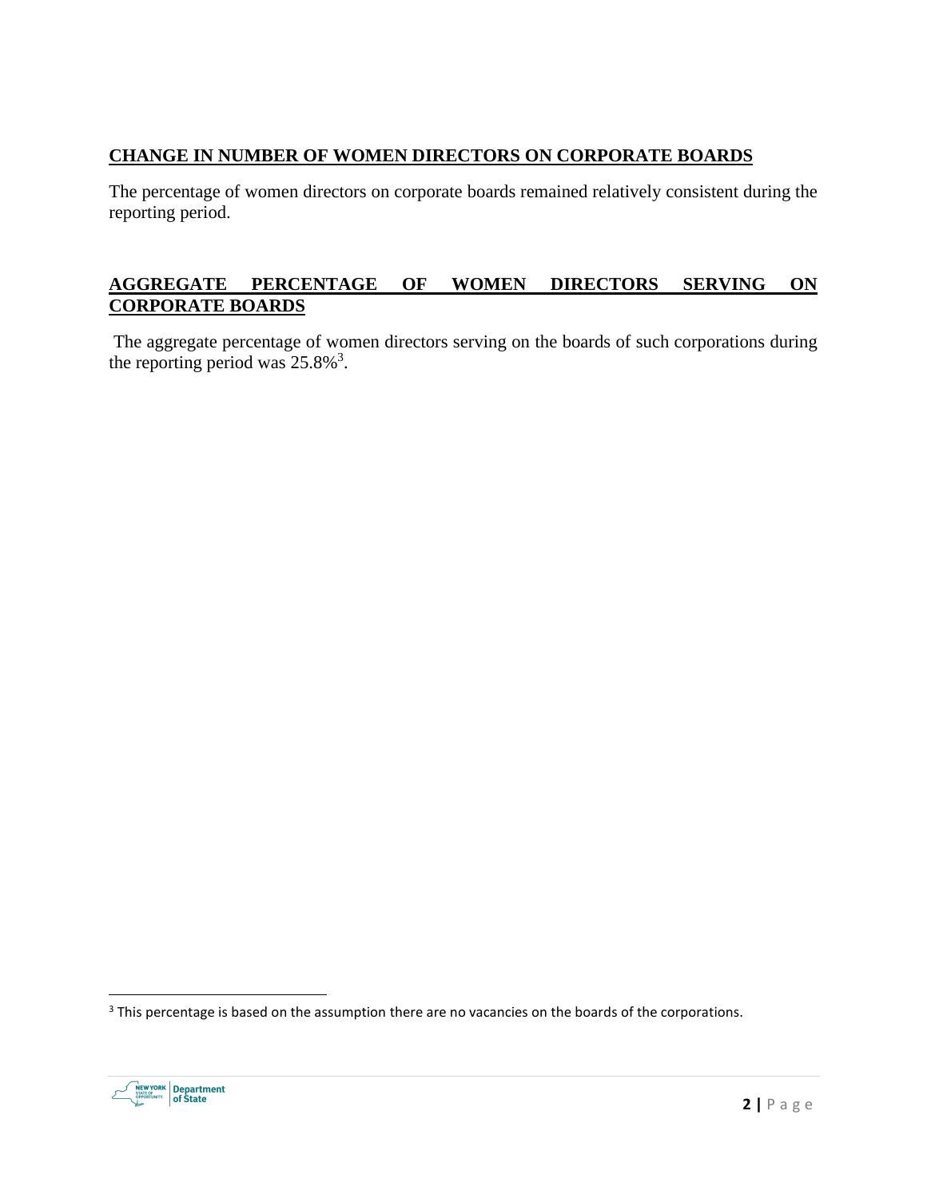## CHANGE IN NUMBER OF WOMEN DIRECTORS ON CORPORATE BOARDS

The percentage of women directors on corporate boards remained relatively consistent during the reporting period.

## AGGREGATE PERCENTAGE OF WOMEN DIRECTORS SERVING ON CORPORATE BOARDS

The aggregate percentage of women directors serving on the boards of such corporations during the reporting period was 25.8%[3].

[3] This percentage is based on the assumption there are no vacancies on the boards of the corporations.